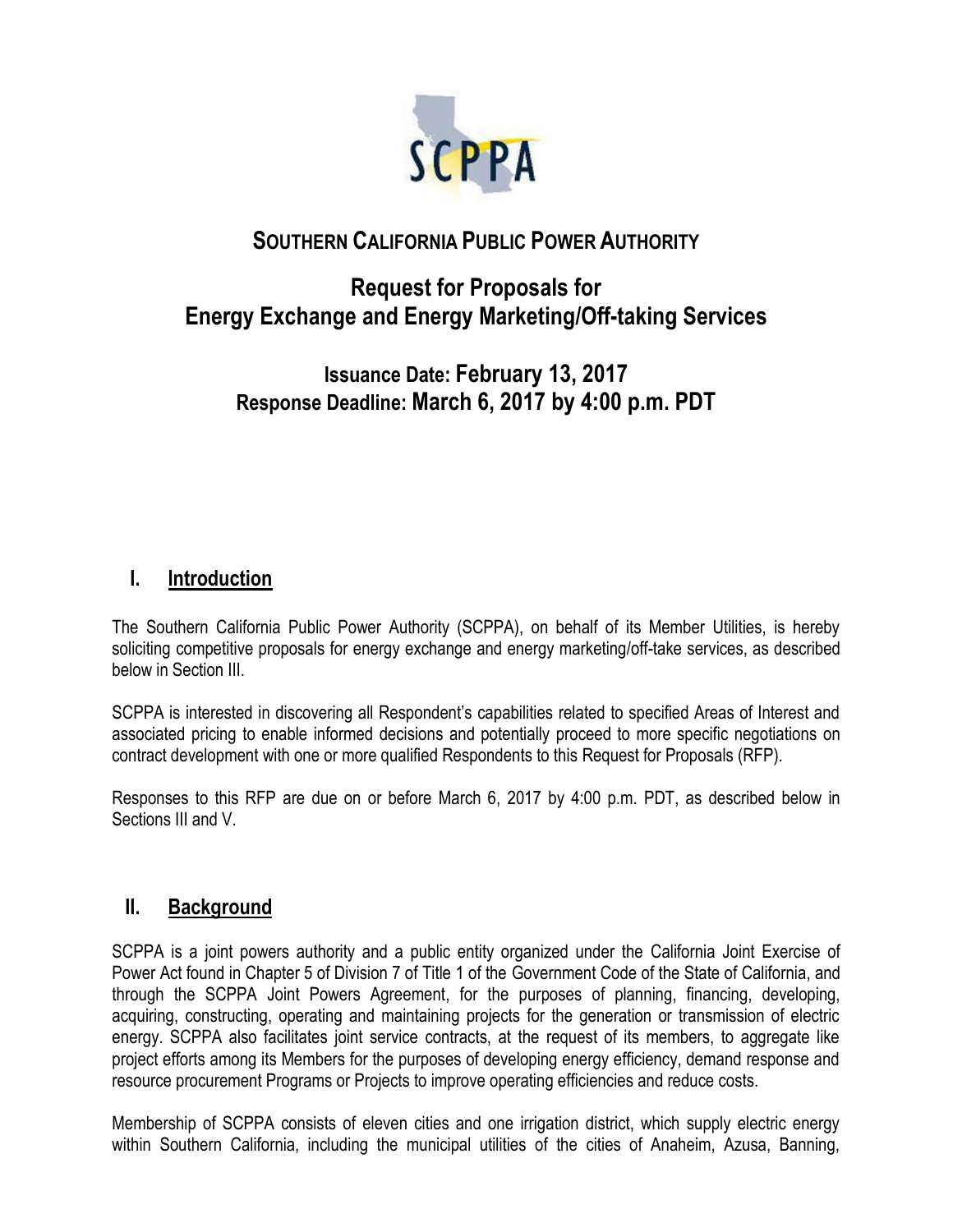# SOUTHERN CALIFORNIA PUBLIC POWER AUTHORITY

## Request for Proposals for Energy Exchange and Energy Marketing/Off-taking Services

### Issuance Date: February 13, 2017
### Response Deadline: March 6, 2017 by 4:00 p.m. PDT

## I. Introduction

The Southern California Public Power Authority (SCPPA), on behalf of its Member Utilities, is hereby soliciting competitive proposals for energy exchange and energy marketing/off-take services, as described below in Section III.

SCPPA is interested in discovering all Respondent's capabilities related to specified Areas of Interest and associated pricing to enable informed decisions and potentially proceed to more specific negotiations on contract development with one or more qualified Respondents to this Request for Proposals (RFP).

Responses to this RFP are due on or before March 6, 2017 by 4:00 p.m. PDT, as described below in Sections III and V.

## II. Background

SCPPA is a joint powers authority and a public entity organized under the California Joint Exercise of Power Act found in Chapter 5 of Division 7 of Title 1 of the Government Code of the State of California, and through the SCPPA Joint Powers Agreement, for the purposes of planning, financing, developing, acquiring, constructing, operating and maintaining projects for the generation or transmission of electric energy. SCPPA also facilitates joint service contracts, at the request of its members, to aggregate like project efforts among its Members for the purposes of developing energy efficiency, demand response and resource procurement Programs or Projects to improve operating efficiencies and reduce costs.

Membership of SCPPA consists of eleven cities and one irrigation district, which supply electric energy within Southern California, including the municipal utilities of the cities of Anaheim, Azusa, Banning,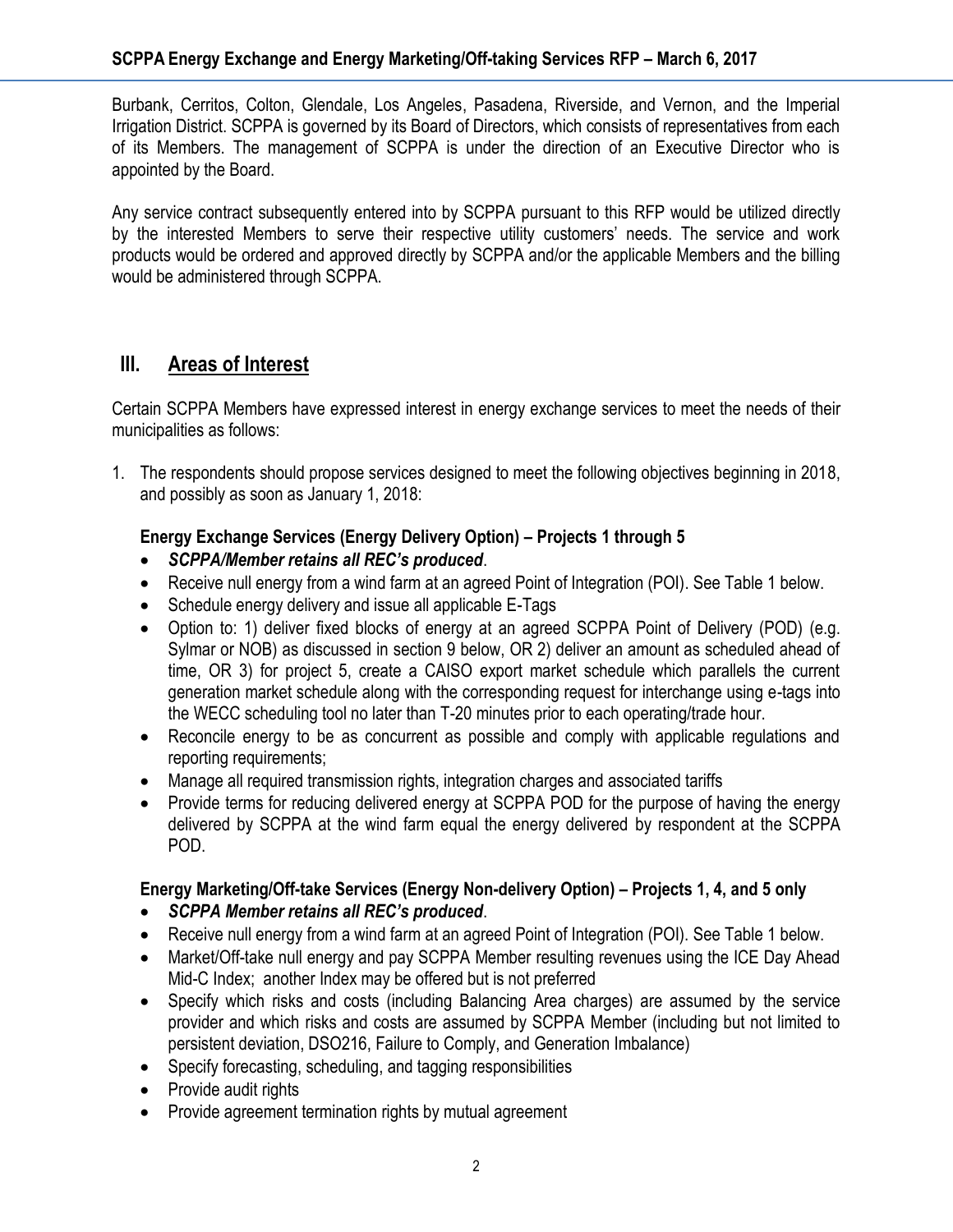Burbank, Cerritos, Colton, Glendale, Los Angeles, Pasadena, Riverside, and Vernon, and the Imperial Irrigation District. SCPPA is governed by its Board of Directors, which consists of representatives from each of its Members. The management of SCPPA is under the direction of an Executive Director who is appointed by the Board.

Any service contract subsequently entered into by SCPPA pursuant to this RFP would be utilized directly by the interested Members to serve their respective utility customers' needs. The service and work products would be ordered and approved directly by SCPPA and/or the applicable Members and the billing would be administered through SCPPA.

## III. Areas of Interest

Certain SCPPA Members have expressed interest in energy exchange services to meet the needs of their municipalities as follows:

1. The respondents should propose services designed to meet the following objectives beginning in 2018, and possibly as soon as January 1, 2018:

   **Energy Exchange Services (Energy Delivery Option) – Projects 1 through 5**

   - ***SCPPA/Member retains all REC's produced***.
   - Receive null energy from a wind farm at an agreed Point of Integration (POI). See Table 1 below.
   - Schedule energy delivery and issue all applicable E-Tags
   - Option to: 1) deliver fixed blocks of energy at an agreed SCPPA Point of Delivery (POD) (e.g. Sylmar or NOB) as discussed in section 9 below, OR 2) deliver an amount as scheduled ahead of time, OR 3) for project 5, create a CAISO export market schedule which parallels the current generation market schedule along with the corresponding request for interchange using e-tags into the WECC scheduling tool no later than T-20 minutes prior to each operating/trade hour.
   - Reconcile energy to be as concurrent as possible and comply with applicable regulations and reporting requirements;
   - Manage all required transmission rights, integration charges and associated tariffs
   - Provide terms for reducing delivered energy at SCPPA POD for the purpose of having the energy delivered by SCPPA at the wind farm equal the energy delivered by respondent at the SCPPA POD.

   **Energy Marketing/Off-take Services (Energy Non-delivery Option) – Projects 1, 4, and 5 only**

   - ***SCPPA Member retains all REC's produced***.
   - Receive null energy from a wind farm at an agreed Point of Integration (POI). See Table 1 below.
   - Market/Off-take null energy and pay SCPPA Member resulting revenues using the ICE Day Ahead Mid-C Index; another Index may be offered but is not preferred
   - Specify which risks and costs (including Balancing Area charges) are assumed by the service provider and which risks and costs are assumed by SCPPA Member (including but not limited to persistent deviation, DSO216, Failure to Comply, and Generation Imbalance)
   - Specify forecasting, scheduling, and tagging responsibilities
   - Provide audit rights
   - Provide agreement termination rights by mutual agreement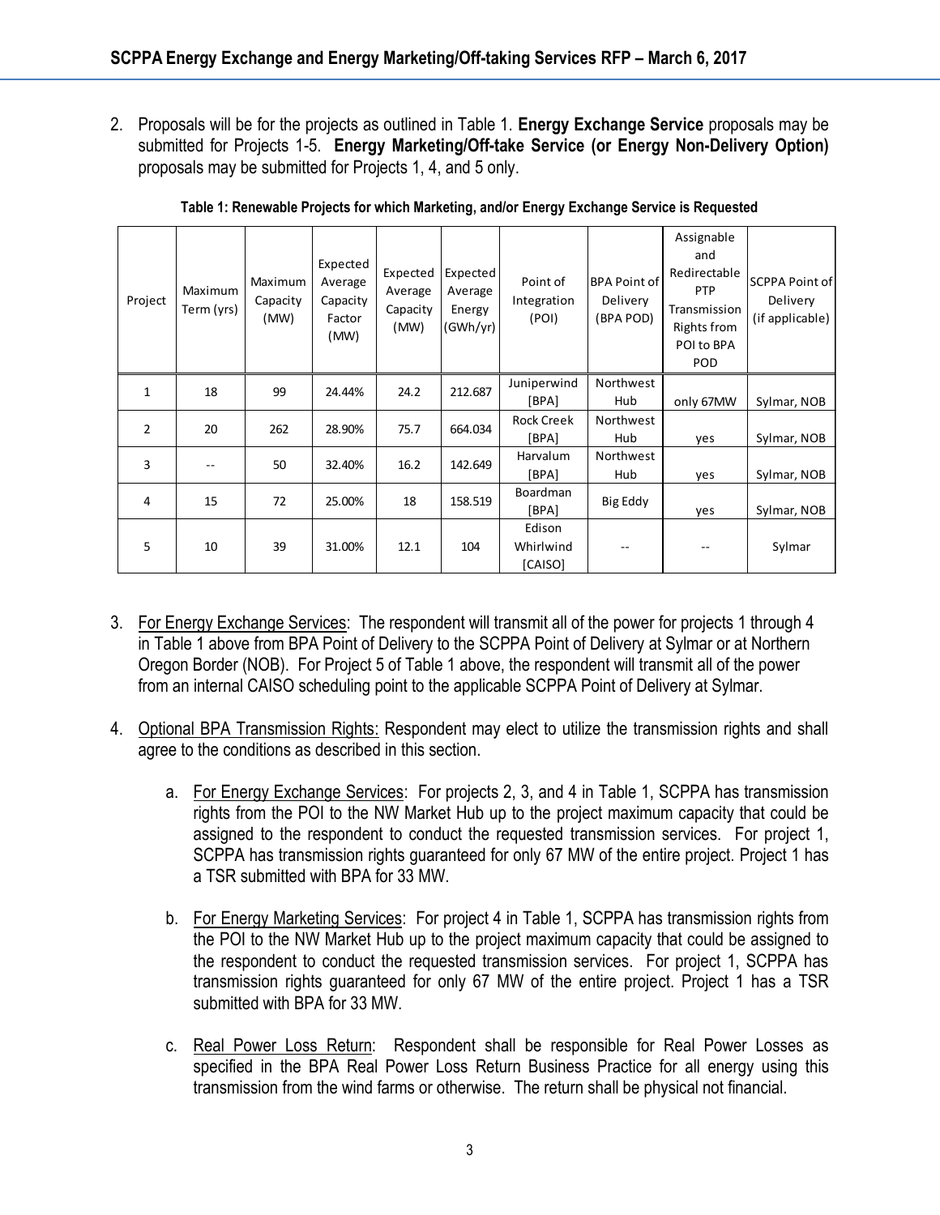2. Proposals will be for the projects as outlined in Table 1. **Energy Exchange Service** proposals may be submitted for Projects 1-5. **Energy Marketing/Off-take Service (or Energy Non-Delivery Option)** proposals may be submitted for Projects 1, 4, and 5 only.

**Table 1: Renewable Projects for which Marketing, and/or Energy Exchange Service is Requested**

| Project | Maximum Term (yrs) | Maximum Capacity (MW) | Expected Average Capacity Factor (MW) | Expected Average Capacity (MW) | Expected Average Energy (GWh/yr) | Point of Integration (POI) | BPA Point of Delivery (BPA POD) | Assignable and Redirectable PTP Transmission Rights from POI to BPA POD | SCPPA Point of Delivery (if applicable) |
|---|---|---|---|---|---|---|---|---|---|
| 1 | 18 | 99 | 24.44% | 24.2 | 212.687 | Juniperwind [BPA] | Northwest Hub | only 67MW | Sylmar, NOB |
| 2 | 20 | 262 | 28.90% | 75.7 | 664.034 | Rock Creek [BPA] | Northwest Hub | yes | Sylmar, NOB |
| 3 | -- | 50 | 32.40% | 16.2 | 142.649 | Harvalum [BPA] | Northwest Hub | yes | Sylmar, NOB |
| 4 | 15 | 72 | 25.00% | 18 | 158.519 | Boardman [BPA] | Big Eddy | yes | Sylmar, NOB |
| 5 | 10 | 39 | 31.00% | 12.1 | 104 | Edison Whirlwind [CAISO] | -- | -- | Sylmar |

3. For Energy Exchange Services: The respondent will transmit all of the power for projects 1 through 4 in Table 1 above from BPA Point of Delivery to the SCPPA Point of Delivery at Sylmar or at Northern Oregon Border (NOB). For Project 5 of Table 1 above, the respondent will transmit all of the power from an internal CAISO scheduling point to the applicable SCPPA Point of Delivery at Sylmar.

4. Optional BPA Transmission Rights: Respondent may elect to utilize the transmission rights and shall agree to the conditions as described in this section.

   a. For Energy Exchange Services: For projects 2, 3, and 4 in Table 1, SCPPA has transmission rights from the POI to the NW Market Hub up to the project maximum capacity that could be assigned to the respondent to conduct the requested transmission services. For project 1, SCPPA has transmission rights guaranteed for only 67 MW of the entire project. Project 1 has a TSR submitted with BPA for 33 MW.

   b. For Energy Marketing Services: For project 4 in Table 1, SCPPA has transmission rights from the POI to the NW Market Hub up to the project maximum capacity that could be assigned to the respondent to conduct the requested transmission services. For project 1, SCPPA has transmission rights guaranteed for only 67 MW of the entire project. Project 1 has a TSR submitted with BPA for 33 MW.

   c. Real Power Loss Return: Respondent shall be responsible for Real Power Losses as specified in the BPA Real Power Loss Return Business Practice for all energy using this transmission from the wind farms or otherwise. The return shall be physical not financial.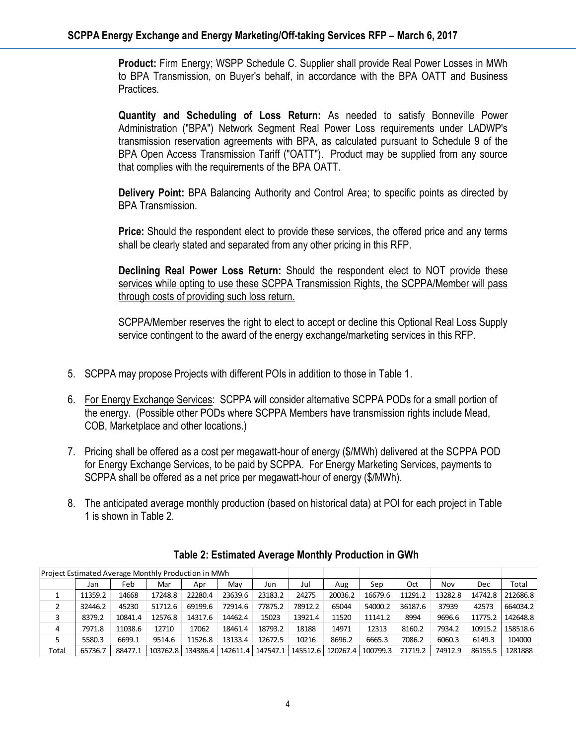**Product:** Firm Energy; WSPP Schedule C. Supplier shall provide Real Power Losses in MWh to BPA Transmission, on Buyer's behalf, in accordance with the BPA OATT and Business Practices.

**Quantity and Scheduling of Loss Return:** As needed to satisfy Bonneville Power Administration ("BPA") Network Segment Real Power Loss requirements under LADWP's transmission reservation agreements with BPA, as calculated pursuant to Schedule 9 of the BPA Open Access Transmission Tariff ("OATT"). Product may be supplied from any source that complies with the requirements of the BPA OATT.

**Delivery Point:** BPA Balancing Authority and Control Area; to specific points as directed by BPA Transmission.

**Price:** Should the respondent elect to provide these services, the offered price and any terms shall be clearly stated and separated from any other pricing in this RFP.

**Declining Real Power Loss Return:** Should the respondent elect to NOT provide these services while opting to use these SCPPA Transmission Rights, the SCPPA/Member will pass through costs of providing such loss return.

SCPPA/Member reserves the right to elect to accept or decline this Optional Real Loss Supply service contingent to the award of the energy exchange/marketing services in this RFP.

5. SCPPA may propose Projects with different POIs in addition to those in Table 1.
6. For Energy Exchange Services: SCPPA will consider alternative SCPPA PODs for a small portion of the energy. (Possible other PODs where SCPPA Members have transmission rights include Mead, COB, Marketplace and other locations.)
7. Pricing shall be offered as a cost per megawatt-hour of energy ($/MWh) delivered at the SCPPA POD for Energy Exchange Services, to be paid by SCPPA. For Energy Marketing Services, payments to SCPPA shall be offered as a net price per megawatt-hour of energy ($/MWh).
8. The anticipated average monthly production (based on historical data) at POI for each project in Table 1 is shown in Table 2.

**Table 2: Estimated Average Monthly Production in GWh**

| Project Estimated Average Monthly Production in MWh | | | | | | | | | | | | | |
|---|---|---|---|---|---|---|---|---|---|---|---|---|---|
| | Jan | Feb | Mar | Apr | May | Jun | Jul | Aug | Sep | Oct | Nov | Dec | Total |
| 1 | 11359.2 | 14668 | 17248.8 | 22280.4 | 23639.6 | 23183.2 | 24275 | 20036.2 | 16679.6 | 11291.2 | 13282.8 | 14742.8 | 212686.8 |
| 2 | 32446.2 | 45230 | 51712.6 | 69199.6 | 72914.6 | 77875.2 | 78912.2 | 65044 | 54000.2 | 36187.6 | 37939 | 42573 | 664034.2 |
| 3 | 8379.2 | 10841.4 | 12576.8 | 14317.6 | 14462.4 | 15023 | 13921.4 | 11520 | 11141.2 | 8994 | 9696.6 | 11775.2 | 142648.8 |
| 4 | 7971.8 | 11038.6 | 12710 | 17062 | 18461.4 | 18793.2 | 18188 | 14971 | 12313 | 8160.2 | 7934.2 | 10915.2 | 158518.6 |
| 5 | 5580.3 | 6699.1 | 9514.6 | 11526.8 | 13133.4 | 12672.5 | 10216 | 8696.2 | 6665.3 | 7086.2 | 6060.3 | 6149.3 | 104000 |
| Total | 65736.7 | 88477.1 | 103762.8 | 134386.4 | 142611.4 | 147547.1 | 145512.6 | 120267.4 | 100799.3 | 71719.2 | 74912.9 | 86155.5 | 1281888 |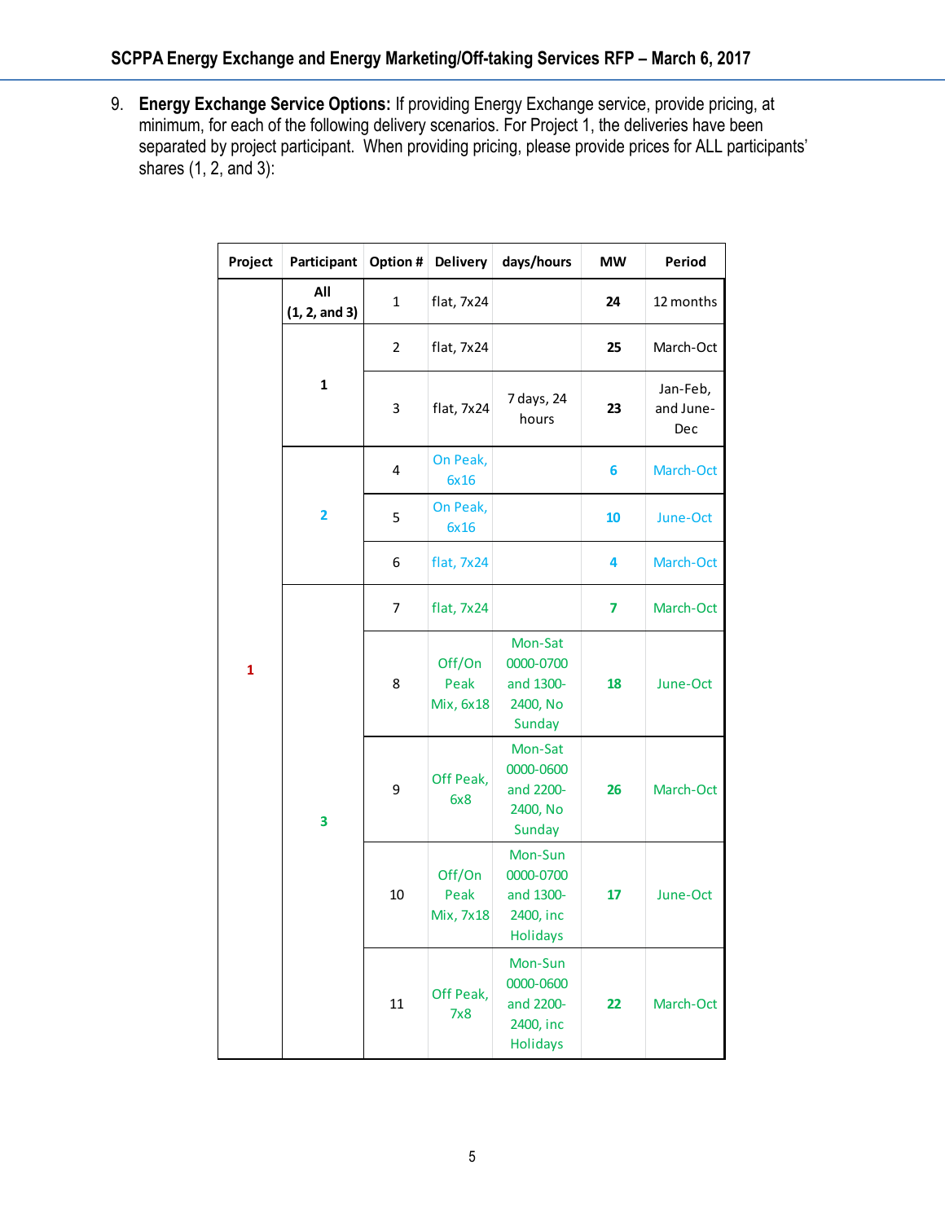9. **Energy Exchange Service Options:** If providing Energy Exchange service, provide pricing, at minimum, for each of the following delivery scenarios. For Project 1, the deliveries have been separated by project participant. When providing pricing, please provide prices for ALL participants' shares (1, 2, and 3):

| Project | Participant | Option # | Delivery | days/hours | MW | Period |
|---|---|---|---|---|---|---|
| 1 | All (1, 2, and 3) | 1 | flat, 7x24 | | 24 | 12 months |
| | 1 | 2 | flat, 7x24 | | 25 | March-Oct |
| | | 3 | flat, 7x24 | 7 days, 24 hours | 23 | Jan-Feb, and June-Dec |
| | 2 | 4 | On Peak, 6x16 | | 6 | March-Oct |
| | | 5 | On Peak, 6x16 | | 10 | June-Oct |
| | | 6 | flat, 7x24 | | 4 | March-Oct |
| | 3 | 7 | flat, 7x24 | | 7 | March-Oct |
| | | 8 | Off/On Peak Mix, 6x18 | Mon-Sat 0000-0700 and 1300-2400, No Sunday | 18 | June-Oct |
| | | 9 | Off Peak, 6x8 | Mon-Sat 0000-0600 and 2200-2400, No Sunday | 26 | March-Oct |
| | | 10 | Off/On Peak Mix, 7x18 | Mon-Sun 0000-0700 and 1300-2400, inc Holidays | 17 | June-Oct |
| | | 11 | Off Peak, 7x8 | Mon-Sun 0000-0600 and 2200-2400, inc Holidays | 22 | March-Oct |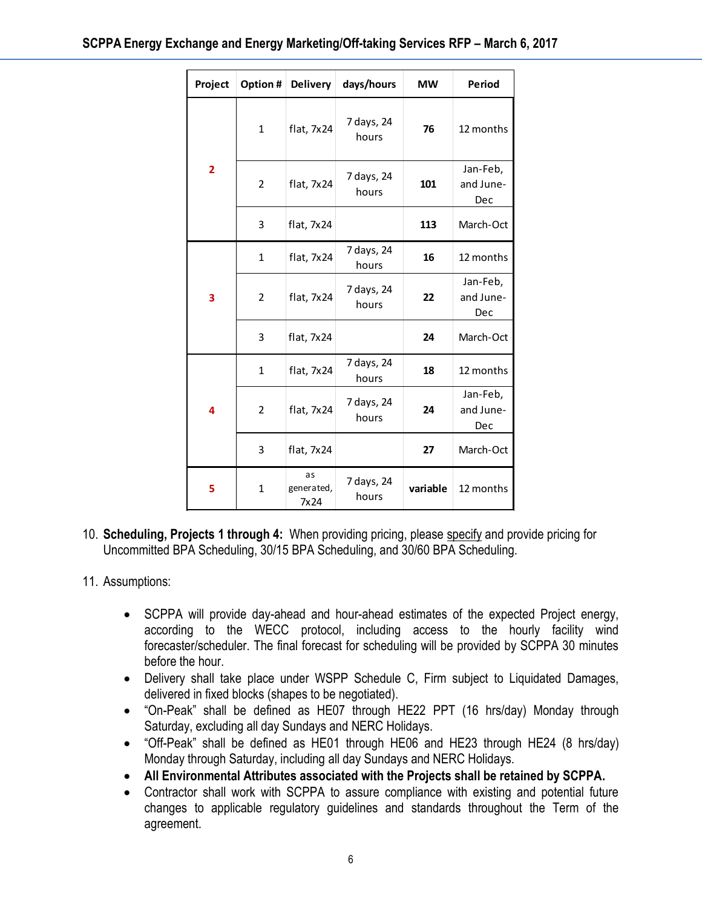| Project | Option # | Delivery | days/hours | MW | Period |
|---|---|---|---|---|---|
| 2 | 1 | flat, 7x24 | 7 days, 24 hours | 76 | 12 months |
| | 2 | flat, 7x24 | 7 days, 24 hours | 101 | Jan-Feb, and June-Dec |
| | 3 | flat, 7x24 | | 113 | March-Oct |
| 3 | 1 | flat, 7x24 | 7 days, 24 hours | 16 | 12 months |
| | 2 | flat, 7x24 | 7 days, 24 hours | 22 | Jan-Feb, and June-Dec |
| | 3 | flat, 7x24 | | 24 | March-Oct |
| 4 | 1 | flat, 7x24 | 7 days, 24 hours | 18 | 12 months |
| | 2 | flat, 7x24 | 7 days, 24 hours | 24 | Jan-Feb, and June-Dec |
| | 3 | flat, 7x24 | | 27 | March-Oct |
| 5 | 1 | as generated, 7x24 | 7 days, 24 hours | variable | 12 months |

10. **Scheduling, Projects 1 through 4:** When providing pricing, please specify and provide pricing for Uncommitted BPA Scheduling, 30/15 BPA Scheduling, and 30/60 BPA Scheduling.

11. Assumptions:

    - SCPPA will provide day-ahead and hour-ahead estimates of the expected Project energy, according to the WECC protocol, including access to the hourly facility wind forecaster/scheduler. The final forecast for scheduling will be provided by SCPPA 30 minutes before the hour.
    - Delivery shall take place under WSPP Schedule C, Firm subject to Liquidated Damages, delivered in fixed blocks (shapes to be negotiated).
    - "On-Peak" shall be defined as HE07 through HE22 PPT (16 hrs/day) Monday through Saturday, excluding all day Sundays and NERC Holidays.
    - "Off-Peak" shall be defined as HE01 through HE06 and HE23 through HE24 (8 hrs/day) Monday through Saturday, including all day Sundays and NERC Holidays.
    - **All Environmental Attributes associated with the Projects shall be retained by SCPPA.**
    - Contractor shall work with SCPPA to assure compliance with existing and potential future changes to applicable regulatory guidelines and standards throughout the Term of the agreement.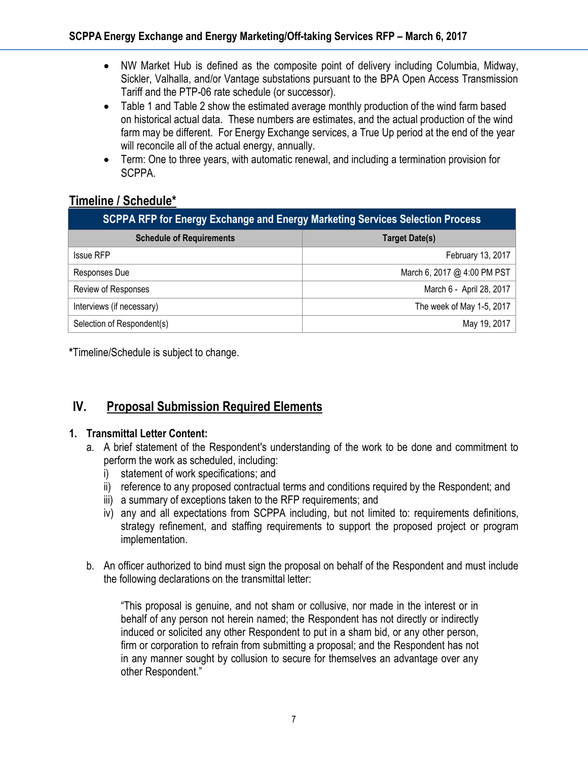- NW Market Hub is defined as the composite point of delivery including Columbia, Midway, Sickler, Valhalla, and/or Vantage substations pursuant to the BPA Open Access Transmission Tariff and the PTP-06 rate schedule (or successor).
- Table 1 and Table 2 show the estimated average monthly production of the wind farm based on historical actual data. These numbers are estimates, and the actual production of the wind farm may be different. For Energy Exchange services, a True Up period at the end of the year will reconcile all of the actual energy, annually.
- Term: One to three years, with automatic renewal, and including a termination provision for SCPPA.

## Timeline / Schedule*

| SCPPA RFP for Energy Exchange and Energy Marketing Services Selection Process | |
|---|---|
| **Schedule of Requirements** | **Target Date(s)** |
| Issue RFP | February 13, 2017 |
| Responses Due | March 6, 2017 @ 4:00 PM PST |
| Review of Responses | March 6 - April 28, 2017 |
| Interviews (if necessary) | The week of May 1-5, 2017 |
| Selection of Respondent(s) | May 19, 2017 |

**\***Timeline/Schedule is subject to change.

## IV. Proposal Submission Required Elements

### 1. Transmittal Letter Content:

a. A brief statement of the Respondent's understanding of the work to be done and commitment to perform the work as scheduled, including:
   i) statement of work specifications; and
   ii) reference to any proposed contractual terms and conditions required by the Respondent; and
   iii) a summary of exceptions taken to the RFP requirements; and
   iv) any and all expectations from SCPPA including, but not limited to: requirements definitions, strategy refinement, and staffing requirements to support the proposed project or program implementation.

b. An officer authorized to bind must sign the proposal on behalf of the Respondent and must include the following declarations on the transmittal letter:

> "This proposal is genuine, and not sham or collusive, nor made in the interest or in behalf of any person not herein named; the Respondent has not directly or indirectly induced or solicited any other Respondent to put in a sham bid, or any other person, firm or corporation to refrain from submitting a proposal; and the Respondent has not in any manner sought by collusion to secure for themselves an advantage over any other Respondent."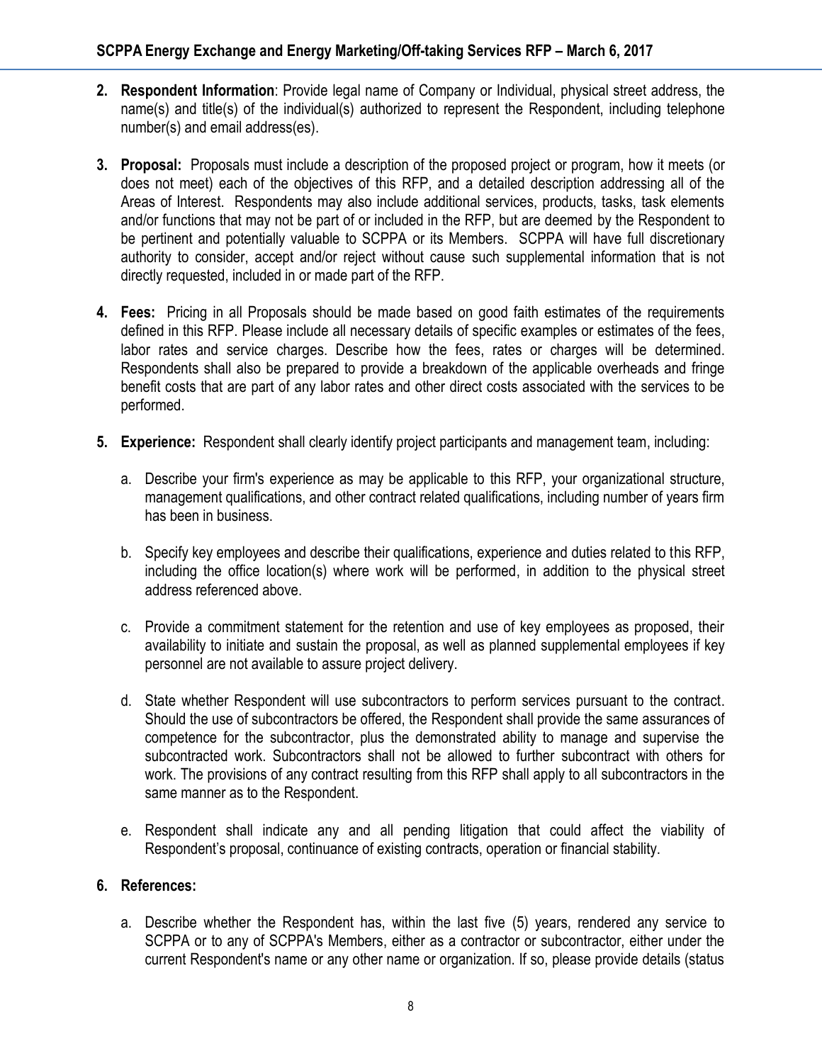2. **Respondent Information**: Provide legal name of Company or Individual, physical street address, the name(s) and title(s) of the individual(s) authorized to represent the Respondent, including telephone number(s) and email address(es).

3. **Proposal:** Proposals must include a description of the proposed project or program, how it meets (or does not meet) each of the objectives of this RFP, and a detailed description addressing all of the Areas of Interest. Respondents may also include additional services, products, tasks, task elements and/or functions that may not be part of or included in the RFP, but are deemed by the Respondent to be pertinent and potentially valuable to SCPPA or its Members. SCPPA will have full discretionary authority to consider, accept and/or reject without cause such supplemental information that is not directly requested, included in or made part of the RFP.

4. **Fees:** Pricing in all Proposals should be made based on good faith estimates of the requirements defined in this RFP. Please include all necessary details of specific examples or estimates of the fees, labor rates and service charges. Describe how the fees, rates or charges will be determined. Respondents shall also be prepared to provide a breakdown of the applicable overheads and fringe benefit costs that are part of any labor rates and other direct costs associated with the services to be performed.

5. **Experience:** Respondent shall clearly identify project participants and management team, including:

   a. Describe your firm's experience as may be applicable to this RFP, your organizational structure, management qualifications, and other contract related qualifications, including number of years firm has been in business.

   b. Specify key employees and describe their qualifications, experience and duties related to this RFP, including the office location(s) where work will be performed, in addition to the physical street address referenced above.

   c. Provide a commitment statement for the retention and use of key employees as proposed, their availability to initiate and sustain the proposal, as well as planned supplemental employees if key personnel are not available to assure project delivery.

   d. State whether Respondent will use subcontractors to perform services pursuant to the contract. Should the use of subcontractors be offered, the Respondent shall provide the same assurances of competence for the subcontractor, plus the demonstrated ability to manage and supervise the subcontracted work. Subcontractors shall not be allowed to further subcontract with others for work. The provisions of any contract resulting from this RFP shall apply to all subcontractors in the same manner as to the Respondent.

   e. Respondent shall indicate any and all pending litigation that could affect the viability of Respondent's proposal, continuance of existing contracts, operation or financial stability.

6. **References:**

   a. Describe whether the Respondent has, within the last five (5) years, rendered any service to SCPPA or to any of SCPPA's Members, either as a contractor or subcontractor, either under the current Respondent's name or any other name or organization. If so, please provide details (status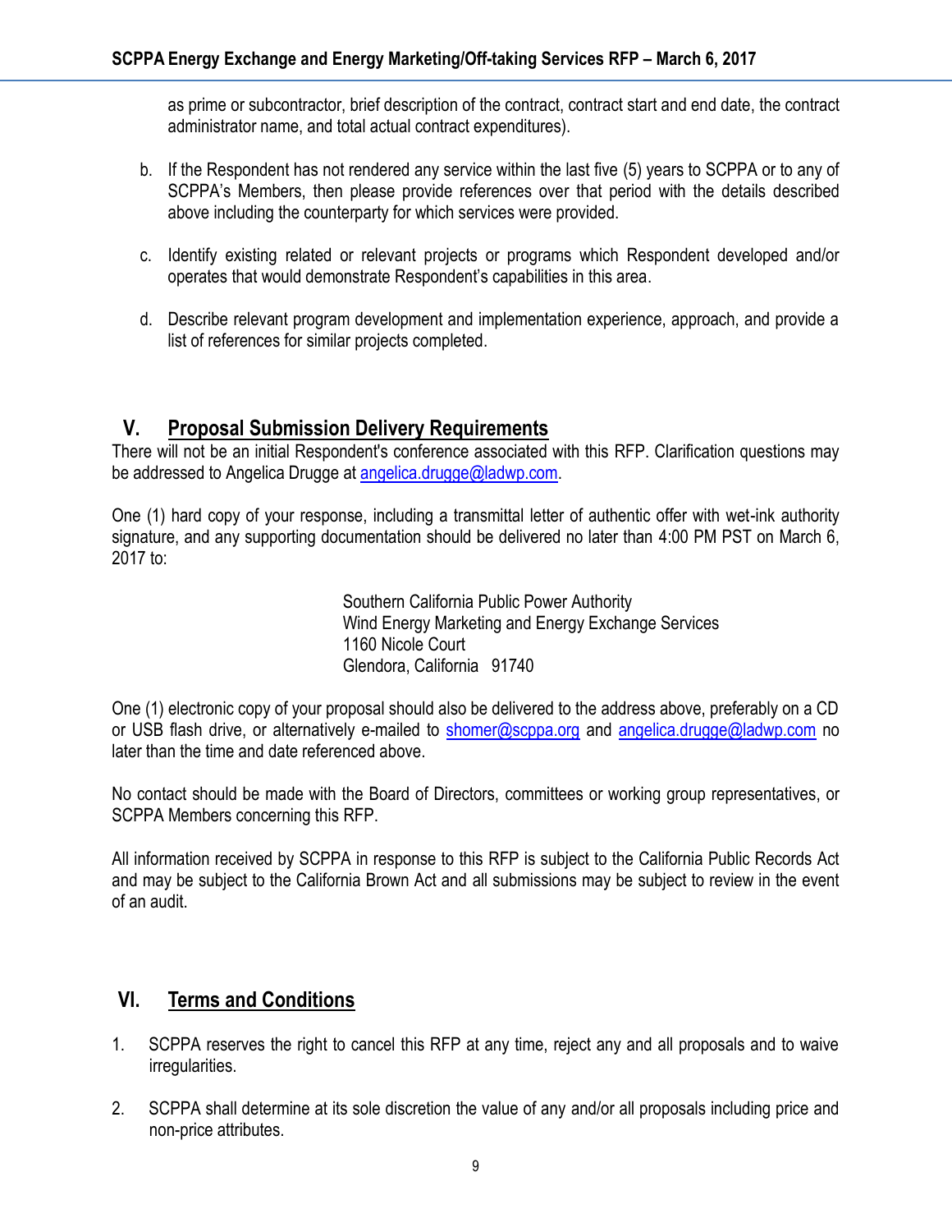as prime or subcontractor, brief description of the contract, contract start and end date, the contract administrator name, and total actual contract expenditures).

b. If the Respondent has not rendered any service within the last five (5) years to SCPPA or to any of SCPPA's Members, then please provide references over that period with the details described above including the counterparty for which services were provided.

c. Identify existing related or relevant projects or programs which Respondent developed and/or operates that would demonstrate Respondent's capabilities in this area.

d. Describe relevant program development and implementation experience, approach, and provide a list of references for similar projects completed.

## V. Proposal Submission Delivery Requirements

There will not be an initial Respondent's conference associated with this RFP. Clarification questions may be addressed to Angelica Drugge at angelica.drugge@ladwp.com.

One (1) hard copy of your response, including a transmittal letter of authentic offer with wet-ink authority signature, and any supporting documentation should be delivered no later than 4:00 PM PST on March 6, 2017 to:

Southern California Public Power Authority
Wind Energy Marketing and Energy Exchange Services
1160 Nicole Court
Glendora, California 91740

One (1) electronic copy of your proposal should also be delivered to the address above, preferably on a CD or USB flash drive, or alternatively e-mailed to shomer@scppa.org and angelica.drugge@ladwp.com no later than the time and date referenced above.

No contact should be made with the Board of Directors, committees or working group representatives, or SCPPA Members concerning this RFP.

All information received by SCPPA in response to this RFP is subject to the California Public Records Act and may be subject to the California Brown Act and all submissions may be subject to review in the event of an audit.

## VI. Terms and Conditions

1. SCPPA reserves the right to cancel this RFP at any time, reject any and all proposals and to waive irregularities.

2. SCPPA shall determine at its sole discretion the value of any and/or all proposals including price and non-price attributes.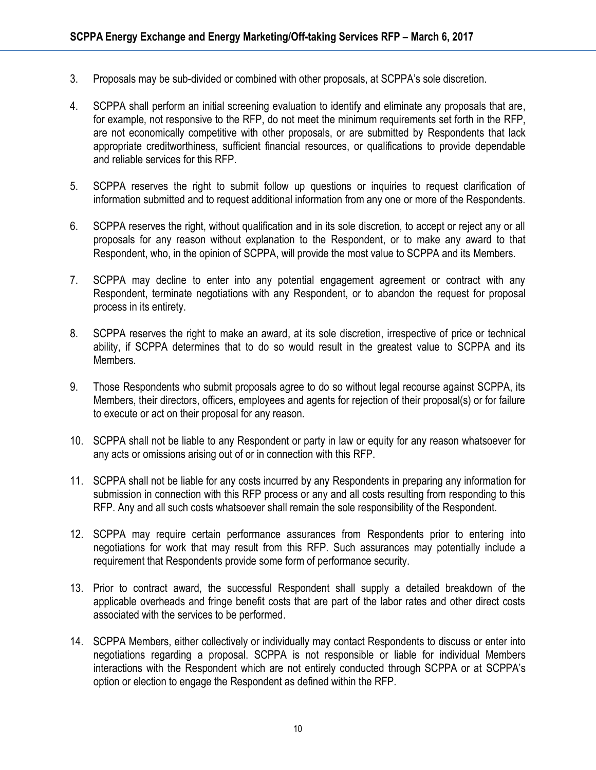3. Proposals may be sub-divided or combined with other proposals, at SCPPA's sole discretion.

4. SCPPA shall perform an initial screening evaluation to identify and eliminate any proposals that are, for example, not responsive to the RFP, do not meet the minimum requirements set forth in the RFP, are not economically competitive with other proposals, or are submitted by Respondents that lack appropriate creditworthiness, sufficient financial resources, or qualifications to provide dependable and reliable services for this RFP.

5. SCPPA reserves the right to submit follow up questions or inquiries to request clarification of information submitted and to request additional information from any one or more of the Respondents.

6. SCPPA reserves the right, without qualification and in its sole discretion, to accept or reject any or all proposals for any reason without explanation to the Respondent, or to make any award to that Respondent, who, in the opinion of SCPPA, will provide the most value to SCPPA and its Members.

7. SCPPA may decline to enter into any potential engagement agreement or contract with any Respondent, terminate negotiations with any Respondent, or to abandon the request for proposal process in its entirety.

8. SCPPA reserves the right to make an award, at its sole discretion, irrespective of price or technical ability, if SCPPA determines that to do so would result in the greatest value to SCPPA and its Members.

9. Those Respondents who submit proposals agree to do so without legal recourse against SCPPA, its Members, their directors, officers, employees and agents for rejection of their proposal(s) or for failure to execute or act on their proposal for any reason.

10. SCPPA shall not be liable to any Respondent or party in law or equity for any reason whatsoever for any acts or omissions arising out of or in connection with this RFP.

11. SCPPA shall not be liable for any costs incurred by any Respondents in preparing any information for submission in connection with this RFP process or any and all costs resulting from responding to this RFP. Any and all such costs whatsoever shall remain the sole responsibility of the Respondent.

12. SCPPA may require certain performance assurances from Respondents prior to entering into negotiations for work that may result from this RFP. Such assurances may potentially include a requirement that Respondents provide some form of performance security.

13. Prior to contract award, the successful Respondent shall supply a detailed breakdown of the applicable overheads and fringe benefit costs that are part of the labor rates and other direct costs associated with the services to be performed.

14. SCPPA Members, either collectively or individually may contact Respondents to discuss or enter into negotiations regarding a proposal. SCPPA is not responsible or liable for individual Members interactions with the Respondent which are not entirely conducted through SCPPA or at SCPPA's option or election to engage the Respondent as defined within the RFP.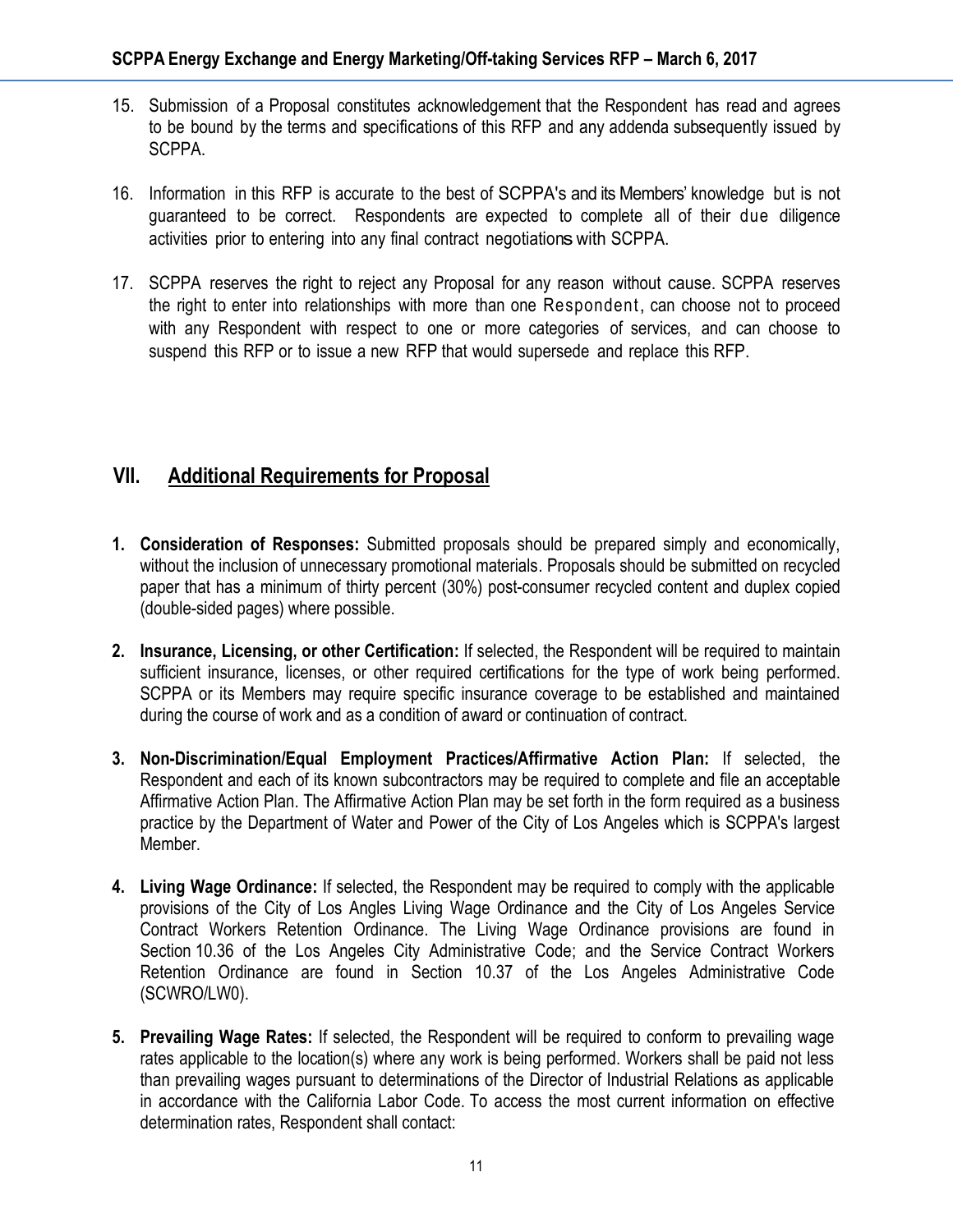15. Submission of a Proposal constitutes acknowledgement that the Respondent has read and agrees to be bound by the terms and specifications of this RFP and any addenda subsequently issued by SCPPA.

16. Information in this RFP is accurate to the best of SCPPA's and its Members' knowledge but is not guaranteed to be correct. Respondents are expected to complete all of their due diligence activities prior to entering into any final contract negotiations with SCPPA.

17. SCPPA reserves the right to reject any Proposal for any reason without cause. SCPPA reserves the right to enter into relationships with more than one Respondent, can choose not to proceed with any Respondent with respect to one or more categories of services, and can choose to suspend this RFP or to issue a new RFP that would supersede and replace this RFP.

## VII. Additional Requirements for Proposal

1. **Consideration of Responses:** Submitted proposals should be prepared simply and economically, without the inclusion of unnecessary promotional materials. Proposals should be submitted on recycled paper that has a minimum of thirty percent (30%) post-consumer recycled content and duplex copied (double-sided pages) where possible.

2. **Insurance, Licensing, or other Certification:** If selected, the Respondent will be required to maintain sufficient insurance, licenses, or other required certifications for the type of work being performed. SCPPA or its Members may require specific insurance coverage to be established and maintained during the course of work and as a condition of award or continuation of contract.

3. **Non-Discrimination/Equal Employment Practices/Affirmative Action Plan:** If selected, the Respondent and each of its known subcontractors may be required to complete and file an acceptable Affirmative Action Plan. The Affirmative Action Plan may be set forth in the form required as a business practice by the Department of Water and Power of the City of Los Angeles which is SCPPA's largest Member.

4. **Living Wage Ordinance:** If selected, the Respondent may be required to comply with the applicable provisions of the City of Los Angles Living Wage Ordinance and the City of Los Angeles Service Contract Workers Retention Ordinance. The Living Wage Ordinance provisions are found in Section 10.36 of the Los Angeles City Administrative Code; and the Service Contract Workers Retention Ordinance are found in Section 10.37 of the Los Angeles Administrative Code (SCWRO/LW0).

5. **Prevailing Wage Rates:** If selected, the Respondent will be required to conform to prevailing wage rates applicable to the location(s) where any work is being performed. Workers shall be paid not less than prevailing wages pursuant to determinations of the Director of Industrial Relations as applicable in accordance with the California Labor Code. To access the most current information on effective determination rates, Respondent shall contact: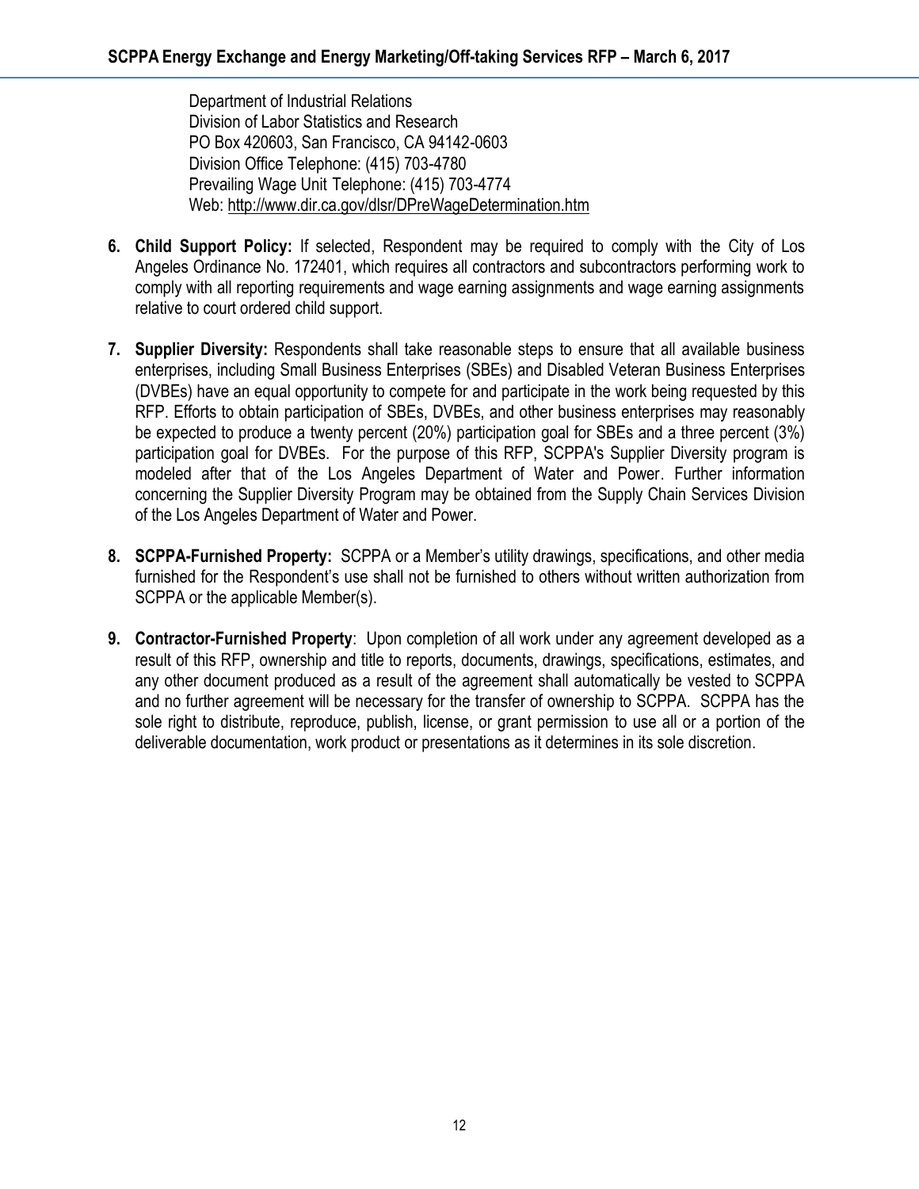Department of Industrial Relations
Division of Labor Statistics and Research
PO Box 420603, San Francisco, CA 94142-0603
Division Office Telephone: (415) 703-4780
Prevailing Wage Unit Telephone: (415) 703-4774
Web: http://www.dir.ca.gov/dlsr/DPreWageDetermination.htm

6. **Child Support Policy:** If selected, Respondent may be required to comply with the City of Los Angeles Ordinance No. 172401, which requires all contractors and subcontractors performing work to comply with all reporting requirements and wage earning assignments and wage earning assignments relative to court ordered child support.

7. **Supplier Diversity:** Respondents shall take reasonable steps to ensure that all available business enterprises, including Small Business Enterprises (SBEs) and Disabled Veteran Business Enterprises (DVBEs) have an equal opportunity to compete for and participate in the work being requested by this RFP. Efforts to obtain participation of SBEs, DVBEs, and other business enterprises may reasonably be expected to produce a twenty percent (20%) participation goal for SBEs and a three percent (3%) participation goal for DVBEs. For the purpose of this RFP, SCPPA's Supplier Diversity program is modeled after that of the Los Angeles Department of Water and Power. Further information concerning the Supplier Diversity Program may be obtained from the Supply Chain Services Division of the Los Angeles Department of Water and Power.

8. **SCPPA-Furnished Property:** SCPPA or a Member's utility drawings, specifications, and other media furnished for the Respondent's use shall not be furnished to others without written authorization from SCPPA or the applicable Member(s).

9. **Contractor-Furnished Property**: Upon completion of all work under any agreement developed as a result of this RFP, ownership and title to reports, documents, drawings, specifications, estimates, and any other document produced as a result of the agreement shall automatically be vested to SCPPA and no further agreement will be necessary for the transfer of ownership to SCPPA. SCPPA has the sole right to distribute, reproduce, publish, license, or grant permission to use all or a portion of the deliverable documentation, work product or presentations as it determines in its sole discretion.